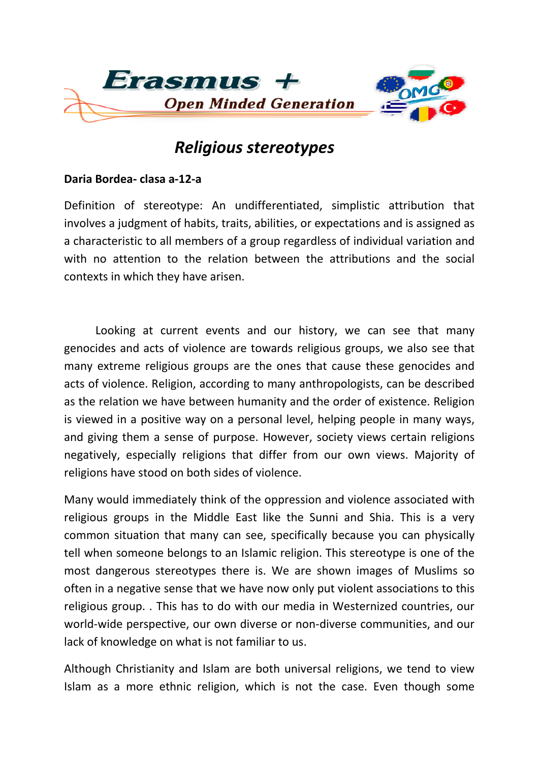Erasmus + Open Minded Generation

# *Religious stereotypes*

**Daria Bordea- clasa a-12-a**

Definition of stereotype: An undifferentiated, simplistic attribution that involves a judgment of habits, traits, abilities, or expectations and is assigned as a characteristic to all members of a group regardless of individual variation and with no attention to the relation between the attributions and the social contexts in which they have arisen.

Looking at current events and our history, we can see that many genocides and acts of violence are towards religious groups, we also see that many extreme religious groups are the ones that cause these genocides and acts of violence. Religion, according to many anthropologists, can be described as the relation we have between humanity and the order of existence. Religion is viewed in a positive way on a personal level, helping people in many ways, and giving them a sense of purpose. However, society views certain religions negatively, especially religions that differ from our own views. Majority of religions have stood on both sides of violence.

Many would immediately think of the oppression and violence associated with religious groups in the Middle East like the Sunni and Shia. This is a very common situation that many can see, specifically because you can physically tell when someone belongs to an Islamic religion. This stereotype is one of the most dangerous stereotypes there is. We are shown images of Muslims so often in a negative sense that we have now only put violent associations to this religious group. . This has to do with our media in Westernized countries, our world-wide perspective, our own diverse or non-diverse communities, and our lack of knowledge on what is not familiar to us.

Although Christianity and Islam are both universal religions, we tend to view Islam as a more ethnic religion, which is not the case. Even though some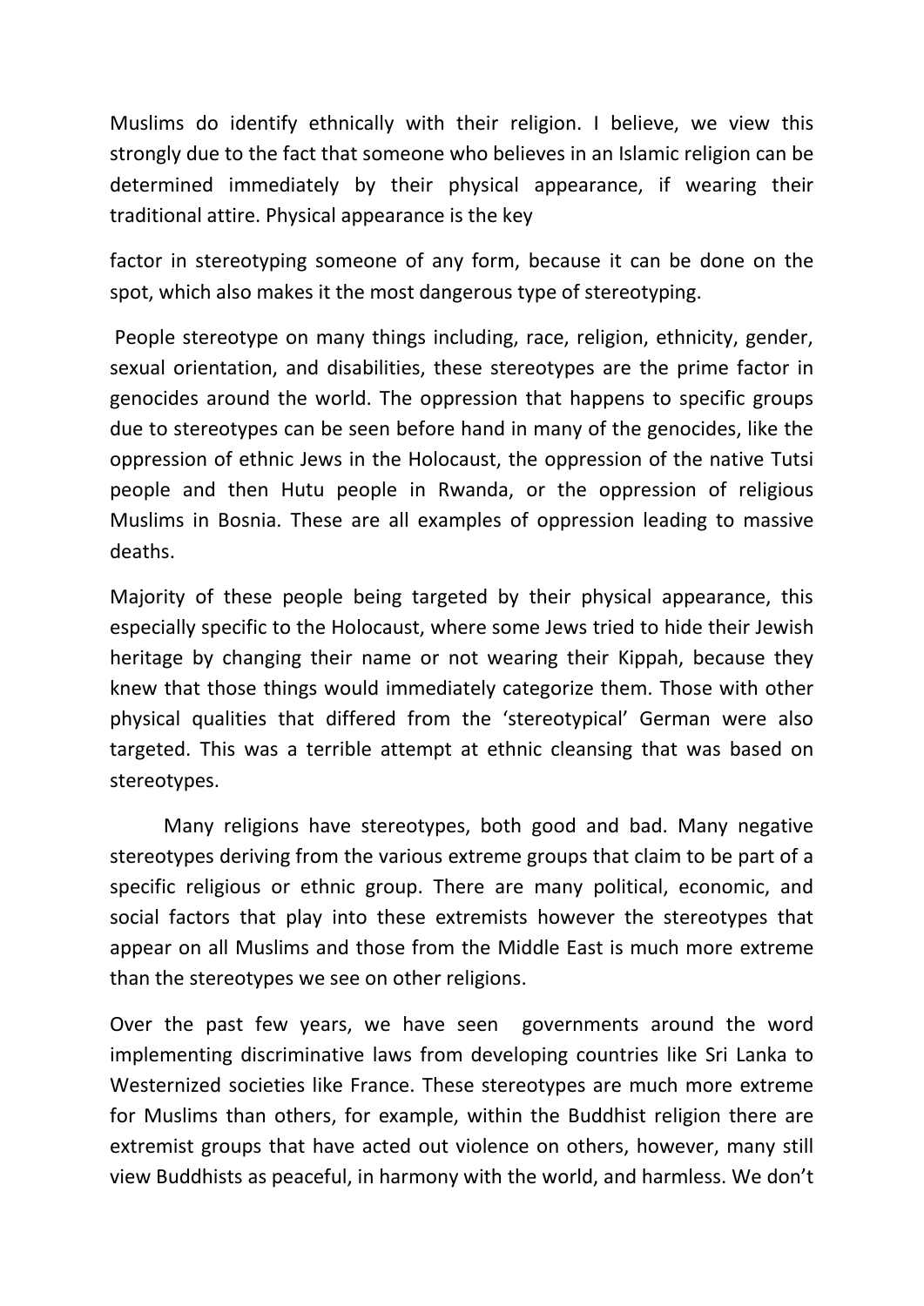Muslims do identify ethnically with their religion. I believe, we view this strongly due to the fact that someone who believes in an Islamic religion can be determined immediately by their physical appearance, if wearing their traditional attire. Physical appearance is the key

factor in stereotyping someone of any form, because it can be done on the spot, which also makes it the most dangerous type of stereotyping.

People stereotype on many things including, race, religion, ethnicity, gender, sexual orientation, and disabilities, these stereotypes are the prime factor in genocides around the world. The oppression that happens to specific groups due to stereotypes can be seen before hand in many of the genocides, like the oppression of ethnic Jews in the Holocaust, the oppression of the native Tutsi people and then Hutu people in Rwanda, or the oppression of religious Muslims in Bosnia. These are all examples of oppression leading to massive deaths.

Majority of these people being targeted by their physical appearance, this especially specific to the Holocaust, where some Jews tried to hide their Jewish heritage by changing their name or not wearing their Kippah, because they knew that those things would immediately categorize them. Those with other physical qualities that differed from the 'stereotypical' German were also targeted. This was a terrible attempt at ethnic cleansing that was based on stereotypes.

Many religions have stereotypes, both good and bad. Many negative stereotypes deriving from the various extreme groups that claim to be part of a specific religious or ethnic group. There are many political, economic, and social factors that play into these extremists however the stereotypes that appear on all Muslims and those from the Middle East is much more extreme than the stereotypes we see on other religions.

Over the past few years, we have seen governments around the word implementing discriminative laws from developing countries like Sri Lanka to Westernized societies like France. These stereotypes are much more extreme for Muslims than others, for example, within the Buddhist religion there are extremist groups that have acted out violence on others, however, many still view Buddhists as peaceful, in harmony with the world, and harmless. We don't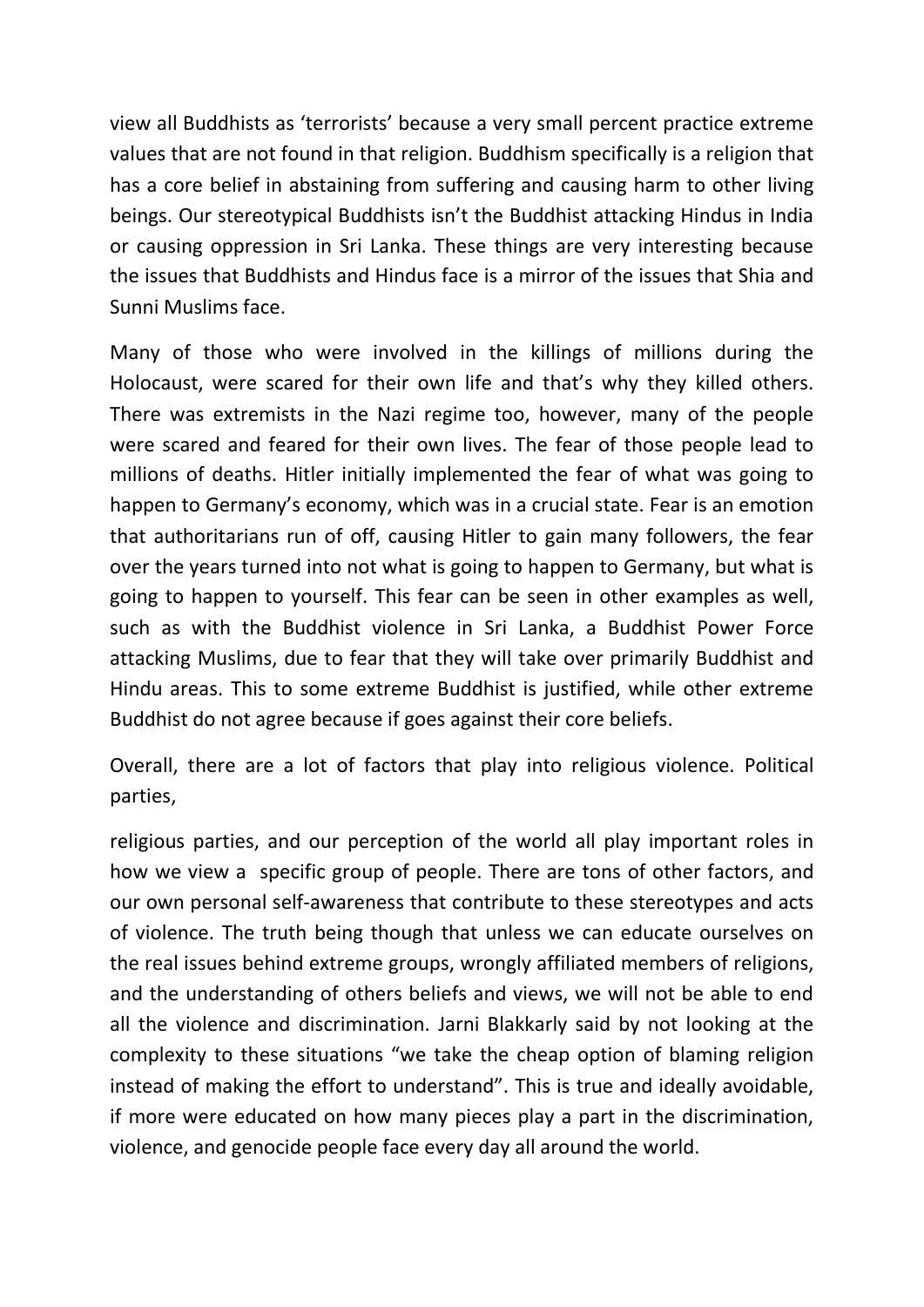view all Buddhists as 'terrorists' because a very small percent practice extreme values that are not found in that religion. Buddhism specifically is a religion that has a core belief in abstaining from suffering and causing harm to other living beings. Our stereotypical Buddhists isn't the Buddhist attacking Hindus in India or causing oppression in Sri Lanka. These things are very interesting because the issues that Buddhists and Hindus face is a mirror of the issues that Shia and Sunni Muslims face.

Many of those who were involved in the killings of millions during the Holocaust, were scared for their own life and that's why they killed others. There was extremists in the Nazi regime too, however, many of the people were scared and feared for their own lives. The fear of those people lead to millions of deaths. Hitler initially implemented the fear of what was going to happen to Germany's economy, which was in a crucial state. Fear is an emotion that authoritarians run of off, causing Hitler to gain many followers, the fear over the years turned into not what is going to happen to Germany, but what is going to happen to yourself. This fear can be seen in other examples as well, such as with the Buddhist violence in Sri Lanka, a Buddhist Power Force attacking Muslims, due to fear that they will take over primarily Buddhist and Hindu areas. This to some extreme Buddhist is justified, while other extreme Buddhist do not agree because if goes against their core beliefs.

Overall, there are a lot of factors that play into religious violence. Political parties,

religious parties, and our perception of the world all play important roles in how we view a specific group of people. There are tons of other factors, and our own personal self-awareness that contribute to these stereotypes and acts of violence. The truth being though that unless we can educate ourselves on the real issues behind extreme groups, wrongly affiliated members of religions, and the understanding of others beliefs and views, we will not be able to end all the violence and discrimination. Jarni Blakkarly said by not looking at the complexity to these situations "we take the cheap option of blaming religion instead of making the effort to understand". This is true and ideally avoidable, if more were educated on how many pieces play a part in the discrimination, violence, and genocide people face every day all around the world.